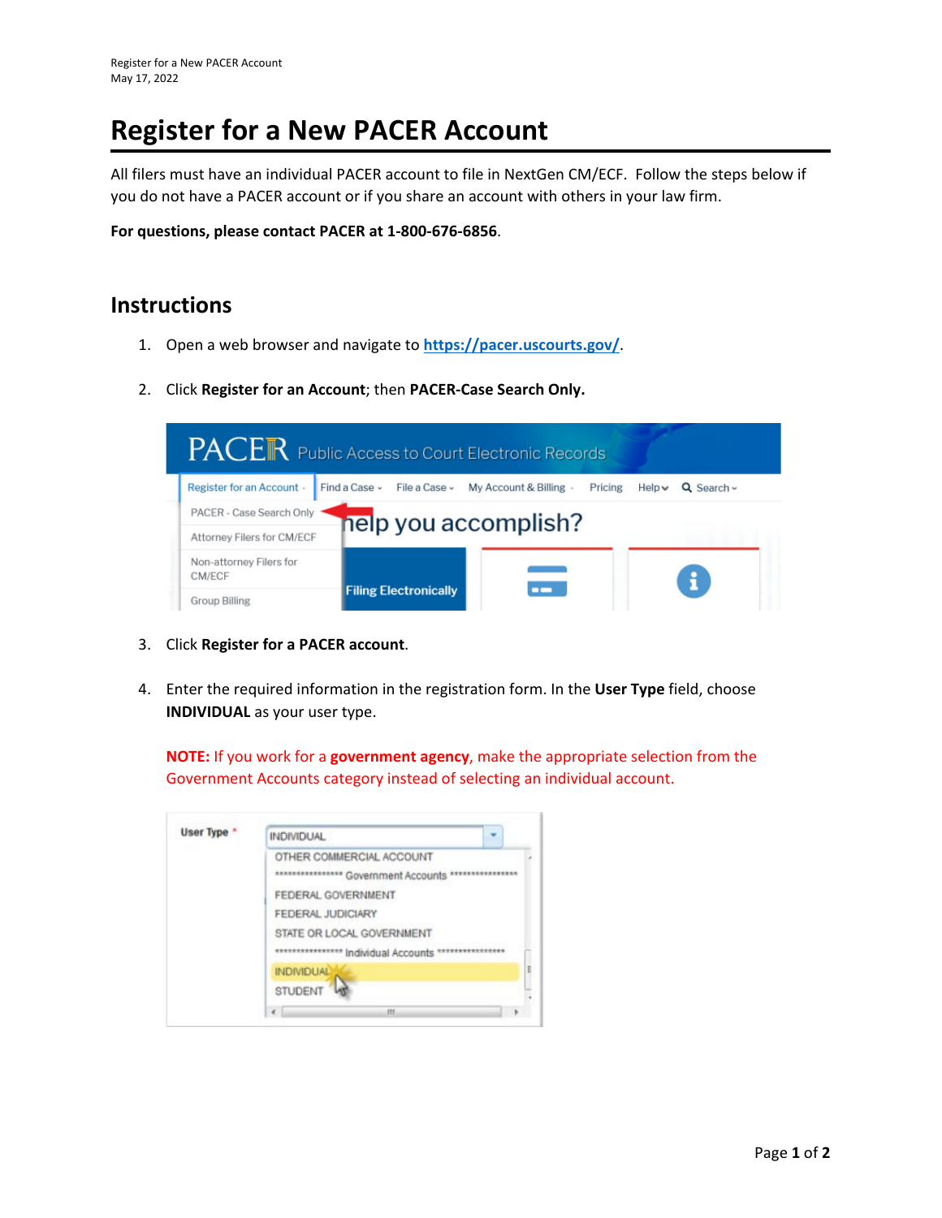# Register for a New PACER Account

All filers must have an individual PACER account to file in NextGen CM/ECF. Follow the steps below if you do not have a PACER account or if you share an account with others in your law firm.

**For questions, please contact PACER at 1-800-676-6856**.

## Instructions

1. Open a web browser and navigate to [https://pacer.uscourts.gov/](https://pacer.uscourts.gov/).

2. Click **Register for an Account**; then **PACER-Case Search Only.**

3. Click **Register for a PACER account**.

4. Enter the required information in the registration form. In the **User Type** field, choose **INDIVIDUAL** as your user type.

   **NOTE:** If you work for a **government agency**, make the appropriate selection from the Government Accounts category instead of selecting an individual account.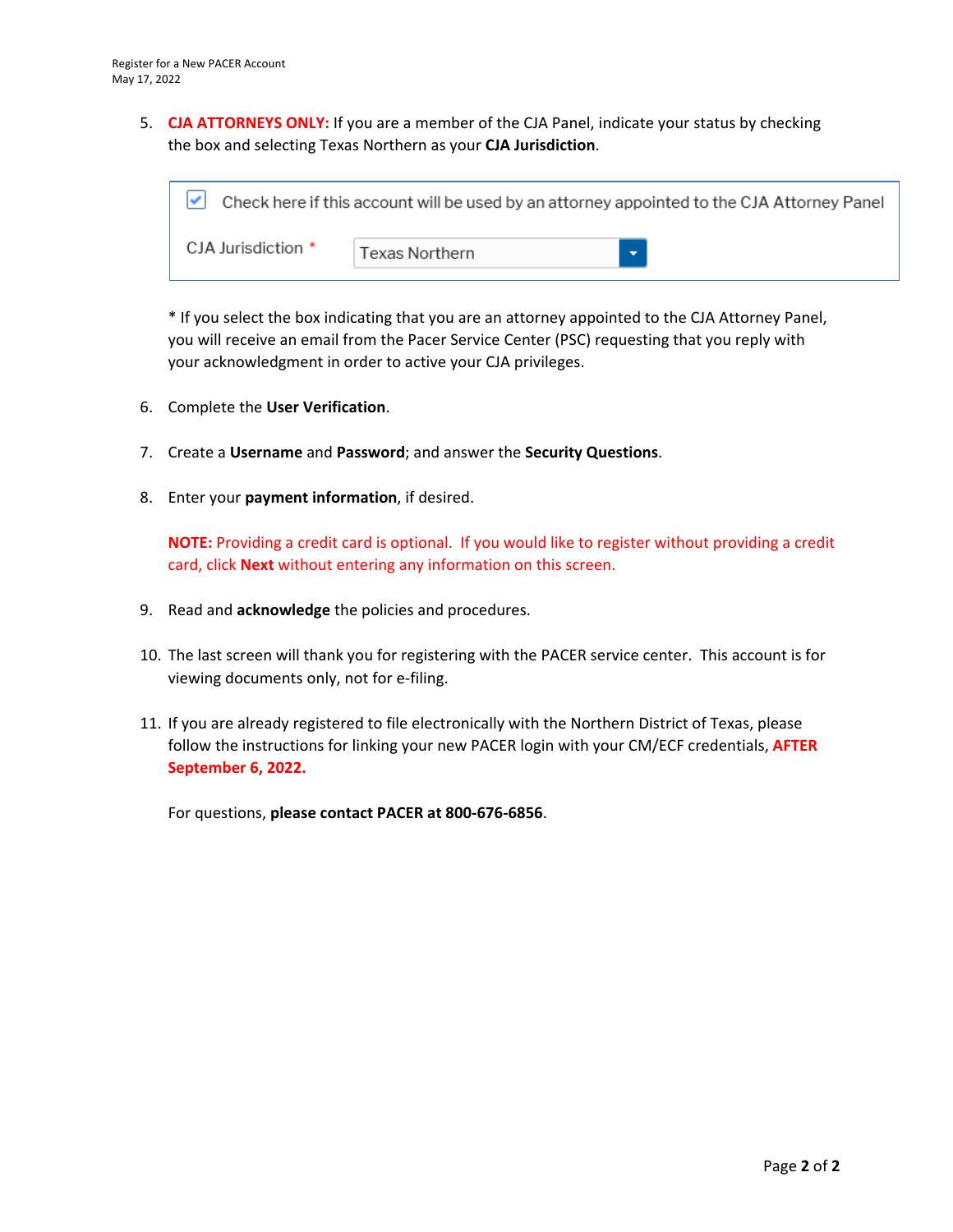5. **CJA ATTORNEYS ONLY:** If you are a member of the CJA Panel, indicate your status by checking the box and selecting Texas Northern as your **CJA Jurisdiction**.

   ☑ Check here if this account will be used by an attorney appointed to the CJA Attorney Panel

   CJA Jurisdiction * Texas Northern

   * If you select the box indicating that you are an attorney appointed to the CJA Attorney Panel, you will receive an email from the Pacer Service Center (PSC) requesting that you reply with your acknowledgment in order to active your CJA privileges.

6. Complete the **User Verification**.

7. Create a **Username** and **Password**; and answer the **Security Questions**.

8. Enter your **payment information**, if desired.

   **NOTE:** Providing a credit card is optional. If you would like to register without providing a credit card, click **Next** without entering any information on this screen.

9. Read and **acknowledge** the policies and procedures.

10. The last screen will thank you for registering with the PACER service center. This account is for viewing documents only, not for e-filing.

11. If you are already registered to file electronically with the Northern District of Texas, please follow the instructions for linking your new PACER login with your CM/ECF credentials, **AFTER September 6, 2022.**

    For questions, **please contact PACER at 800-676-6856**.